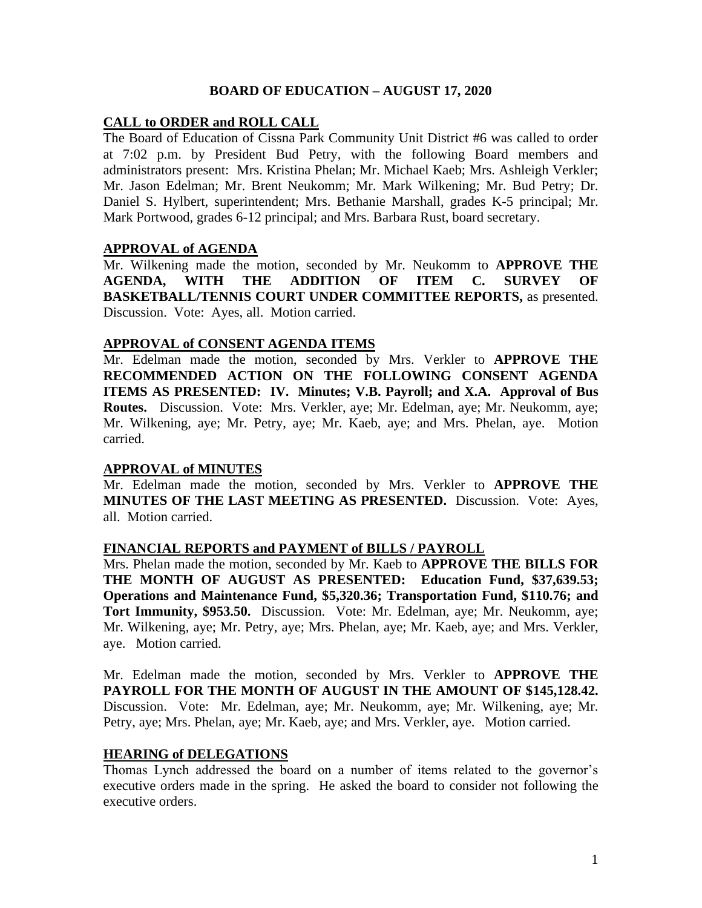# BOARD OF EDUCATION – AUGUST 17, 2020

## CALL to ORDER and ROLL CALL

The Board of Education of Cissna Park Community Unit District #6 was called to order at 7:02 p.m. by President Bud Petry, with the following Board members and administrators present: Mrs. Kristina Phelan; Mr. Michael Kaeb; Mrs. Ashleigh Verkler; Mr. Jason Edelman; Mr. Brent Neukomm; Mr. Mark Wilkening; Mr. Bud Petry; Dr. Daniel S. Hylbert, superintendent; Mrs. Bethanie Marshall, grades K-5 principal; Mr. Mark Portwood, grades 6-12 principal; and Mrs. Barbara Rust, board secretary.

## APPROVAL of AGENDA

Mr. Wilkening made the motion, seconded by Mr. Neukomm to **APPROVE THE AGENDA, WITH THE ADDITION OF ITEM C. SURVEY OF BASKETBALL/TENNIS COURT UNDER COMMITTEE REPORTS,** as presented. Discussion. Vote: Ayes, all. Motion carried.

## APPROVAL of CONSENT AGENDA ITEMS

Mr. Edelman made the motion, seconded by Mrs. Verkler to **APPROVE THE RECOMMENDED ACTION ON THE FOLLOWING CONSENT AGENDA ITEMS AS PRESENTED: IV. Minutes; V.B. Payroll; and X.A. Approval of Bus Routes.** Discussion. Vote: Mrs. Verkler, aye; Mr. Edelman, aye; Mr. Neukomm, aye; Mr. Wilkening, aye; Mr. Petry, aye; Mr. Kaeb, aye; and Mrs. Phelan, aye. Motion carried.

## APPROVAL of MINUTES

Mr. Edelman made the motion, seconded by Mrs. Verkler to **APPROVE THE MINUTES OF THE LAST MEETING AS PRESENTED.** Discussion. Vote: Ayes, all. Motion carried.

## FINANCIAL REPORTS and PAYMENT of BILLS / PAYROLL

Mrs. Phelan made the motion, seconded by Mr. Kaeb to **APPROVE THE BILLS FOR THE MONTH OF AUGUST AS PRESENTED: Education Fund, $37,639.53; Operations and Maintenance Fund, $5,320.36; Transportation Fund, $110.76; and Tort Immunity, $953.50.** Discussion. Vote: Mr. Edelman, aye; Mr. Neukomm, aye; Mr. Wilkening, aye; Mr. Petry, aye; Mrs. Phelan, aye; Mr. Kaeb, aye; and Mrs. Verkler, aye. Motion carried.

Mr. Edelman made the motion, seconded by Mrs. Verkler to **APPROVE THE PAYROLL FOR THE MONTH OF AUGUST IN THE AMOUNT OF $145,128.42.** Discussion. Vote: Mr. Edelman, aye; Mr. Neukomm, aye; Mr. Wilkening, aye; Mr. Petry, aye; Mrs. Phelan, aye; Mr. Kaeb, aye; and Mrs. Verkler, aye. Motion carried.

## HEARING of DELEGATIONS

Thomas Lynch addressed the board on a number of items related to the governor's executive orders made in the spring. He asked the board to consider not following the executive orders.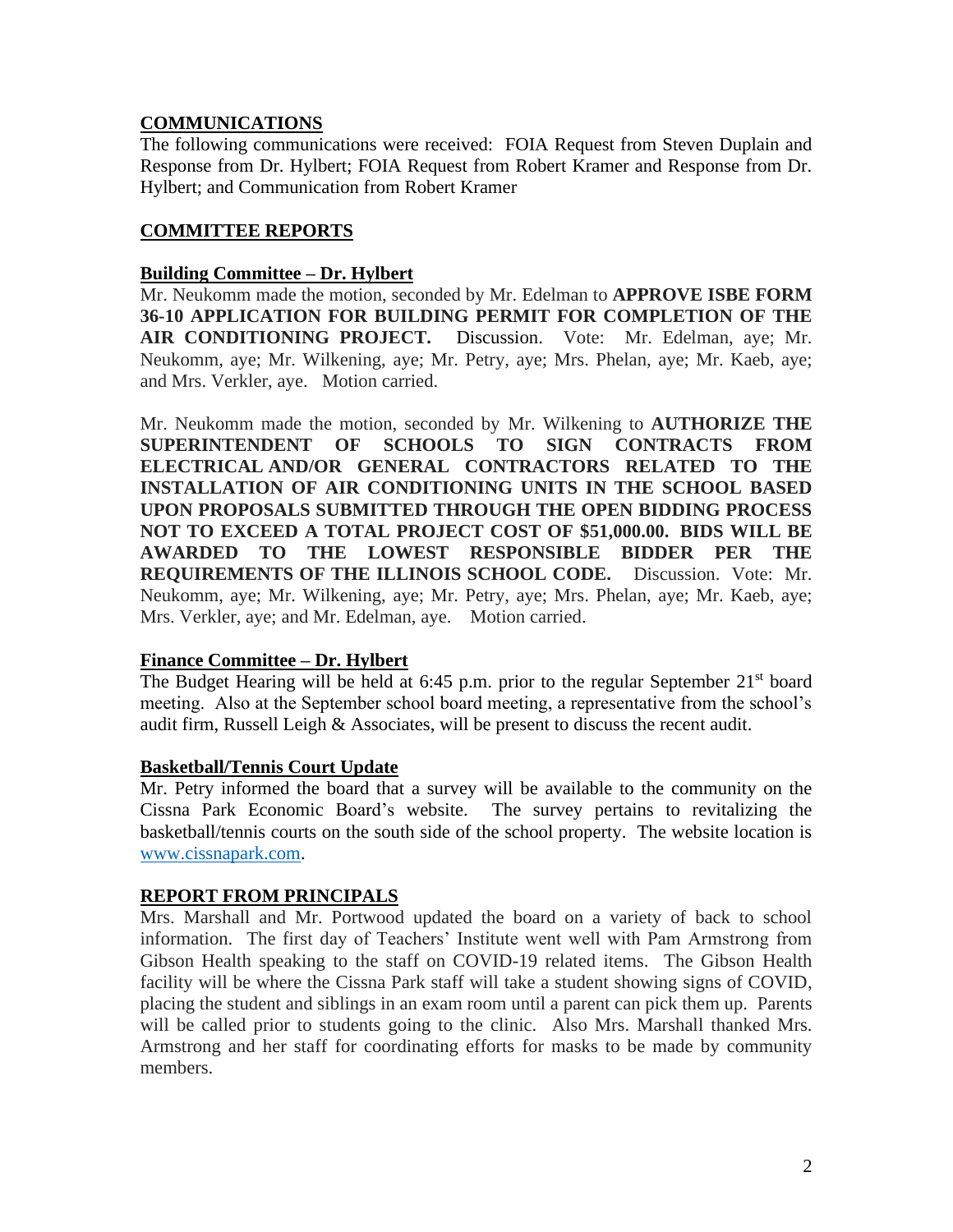## COMMUNICATIONS

The following communications were received: FOIA Request from Steven Duplain and Response from Dr. Hylbert; FOIA Request from Robert Kramer and Response from Dr. Hylbert; and Communication from Robert Kramer

## COMMITTEE REPORTS

### Building Committee – Dr. Hylbert

Mr. Neukomm made the motion, seconded by Mr. Edelman to **APPROVE ISBE FORM 36-10 APPLICATION FOR BUILDING PERMIT FOR COMPLETION OF THE AIR CONDITIONING PROJECT.** Discussion. Vote: Mr. Edelman, aye; Mr. Neukomm, aye; Mr. Wilkening, aye; Mr. Petry, aye; Mrs. Phelan, aye; Mr. Kaeb, aye; and Mrs. Verkler, aye. Motion carried.

Mr. Neukomm made the motion, seconded by Mr. Wilkening to **AUTHORIZE THE SUPERINTENDENT OF SCHOOLS TO SIGN CONTRACTS FROM ELECTRICAL AND/OR GENERAL CONTRACTORS RELATED TO THE INSTALLATION OF AIR CONDITIONING UNITS IN THE SCHOOL BASED UPON PROPOSALS SUBMITTED THROUGH THE OPEN BIDDING PROCESS NOT TO EXCEED A TOTAL PROJECT COST OF $51,000.00. BIDS WILL BE AWARDED TO THE LOWEST RESPONSIBLE BIDDER PER THE REQUIREMENTS OF THE ILLINOIS SCHOOL CODE.** Discussion. Vote: Mr. Neukomm, aye; Mr. Wilkening, aye; Mr. Petry, aye; Mrs. Phelan, aye; Mr. Kaeb, aye; Mrs. Verkler, aye; and Mr. Edelman, aye. Motion carried.

### Finance Committee – Dr. Hylbert

The Budget Hearing will be held at 6:45 p.m. prior to the regular September 21st board meeting. Also at the September school board meeting, a representative from the school's audit firm, Russell Leigh & Associates, will be present to discuss the recent audit.

### Basketball/Tennis Court Update

Mr. Petry informed the board that a survey will be available to the community on the Cissna Park Economic Board's website. The survey pertains to revitalizing the basketball/tennis courts on the south side of the school property. The website location is www.cissnapark.com.

## REPORT FROM PRINCIPALS

Mrs. Marshall and Mr. Portwood updated the board on a variety of back to school information. The first day of Teachers' Institute went well with Pam Armstrong from Gibson Health speaking to the staff on COVID-19 related items. The Gibson Health facility will be where the Cissna Park staff will take a student showing signs of COVID, placing the student and siblings in an exam room until a parent can pick them up. Parents will be called prior to students going to the clinic. Also Mrs. Marshall thanked Mrs. Armstrong and her staff for coordinating efforts for masks to be made by community members.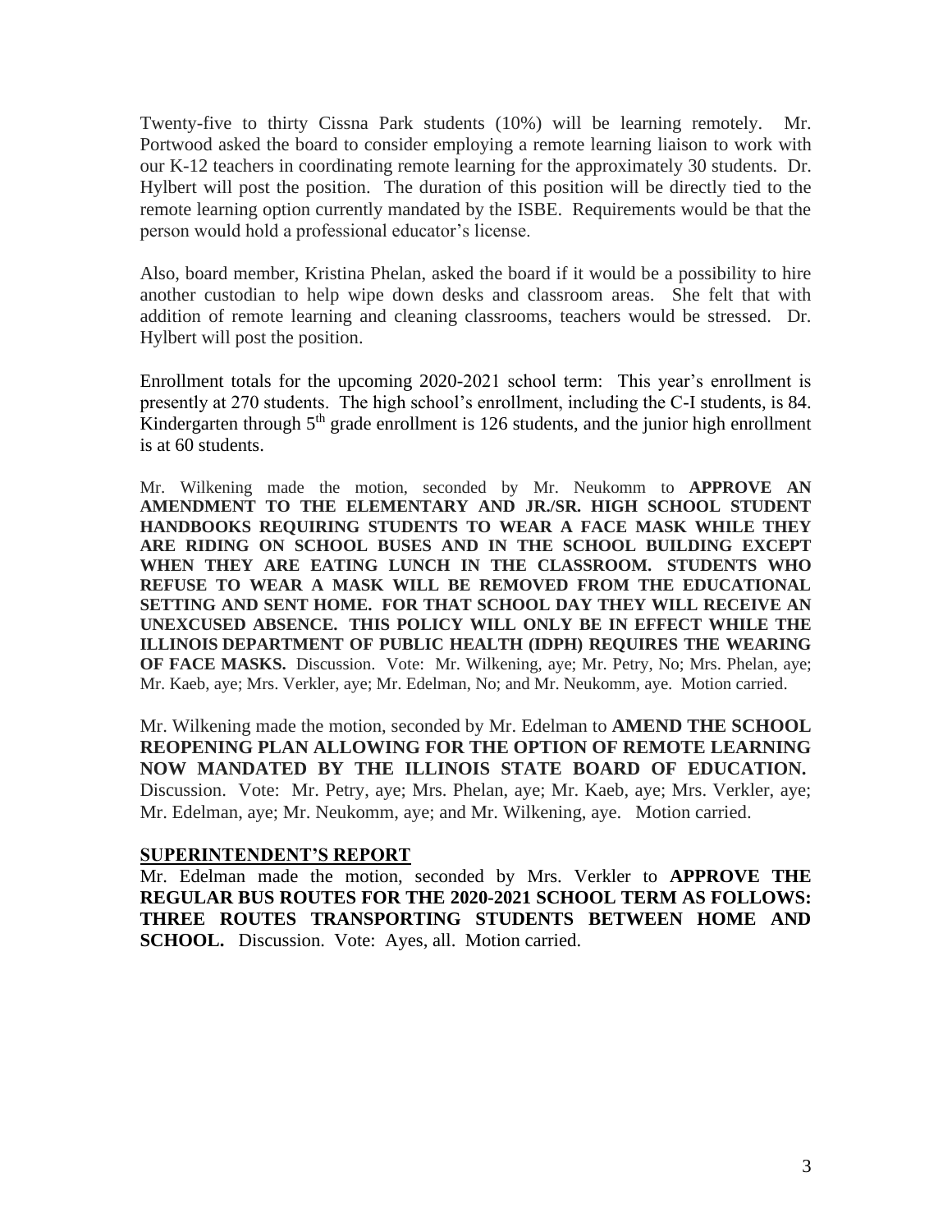Twenty-five to thirty Cissna Park students (10%) will be learning remotely. Mr. Portwood asked the board to consider employing a remote learning liaison to work with our K-12 teachers in coordinating remote learning for the approximately 30 students. Dr. Hylbert will post the position. The duration of this position will be directly tied to the remote learning option currently mandated by the ISBE. Requirements would be that the person would hold a professional educator's license.

Also, board member, Kristina Phelan, asked the board if it would be a possibility to hire another custodian to help wipe down desks and classroom areas. She felt that with addition of remote learning and cleaning classrooms, teachers would be stressed. Dr. Hylbert will post the position.

Enrollment totals for the upcoming 2020-2021 school term: This year's enrollment is presently at 270 students. The high school's enrollment, including the C-I students, is 84. Kindergarten through 5th grade enrollment is 126 students, and the junior high enrollment is at 60 students.

Mr. Wilkening made the motion, seconded by Mr. Neukomm to **APPROVE AN AMENDMENT TO THE ELEMENTARY AND JR./SR. HIGH SCHOOL STUDENT HANDBOOKS REQUIRING STUDENTS TO WEAR A FACE MASK WHILE THEY ARE RIDING ON SCHOOL BUSES AND IN THE SCHOOL BUILDING EXCEPT WHEN THEY ARE EATING LUNCH IN THE CLASSROOM. STUDENTS WHO REFUSE TO WEAR A MASK WILL BE REMOVED FROM THE EDUCATIONAL SETTING AND SENT HOME. FOR THAT SCHOOL DAY THEY WILL RECEIVE AN UNEXCUSED ABSENCE. THIS POLICY WILL ONLY BE IN EFFECT WHILE THE ILLINOIS DEPARTMENT OF PUBLIC HEALTH (IDPH) REQUIRES THE WEARING OF FACE MASKS.** Discussion. Vote: Mr. Wilkening, aye; Mr. Petry, No; Mrs. Phelan, aye; Mr. Kaeb, aye; Mrs. Verkler, aye; Mr. Edelman, No; and Mr. Neukomm, aye. Motion carried.

Mr. Wilkening made the motion, seconded by Mr. Edelman to **AMEND THE SCHOOL REOPENING PLAN ALLOWING FOR THE OPTION OF REMOTE LEARNING NOW MANDATED BY THE ILLINOIS STATE BOARD OF EDUCATION.** Discussion. Vote: Mr. Petry, aye; Mrs. Phelan, aye; Mr. Kaeb, aye; Mrs. Verkler, aye; Mr. Edelman, aye; Mr. Neukomm, aye; and Mr. Wilkening, aye. Motion carried.

## SUPERINTENDENT'S REPORT

Mr. Edelman made the motion, seconded by Mrs. Verkler to **APPROVE THE REGULAR BUS ROUTES FOR THE 2020-2021 SCHOOL TERM AS FOLLOWS: THREE ROUTES TRANSPORTING STUDENTS BETWEEN HOME AND SCHOOL.** Discussion. Vote: Ayes, all. Motion carried.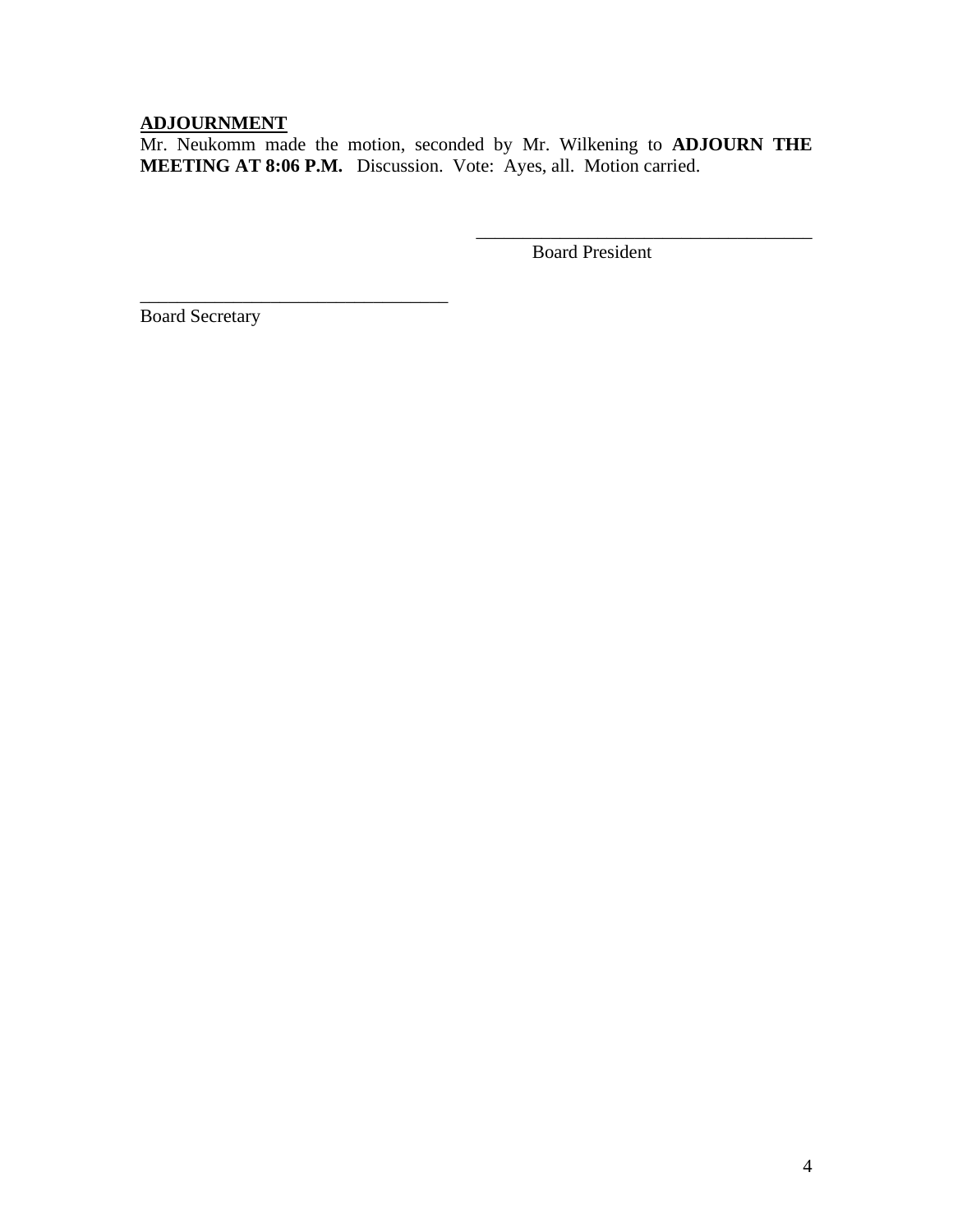**ADJOURNMENT**

Mr. Neukomm made the motion, seconded by Mr. Wilkening to **ADJOURN THE MEETING AT 8:06 P.M.** Discussion. Vote: Ayes, all. Motion carried.

\_\_\_\_\_\_\_\_\_\_\_\_\_\_\_\_\_\_\_\_\_\_\_\_\_\_\_\_\_\_\_\_\_\_\_\_
Board President

\_\_\_\_\_\_\_\_\_\_\_\_\_\_\_\_\_\_\_\_\_\_\_\_\_\_\_\_\_\_\_\_\_\_\_\_
Board Secretary